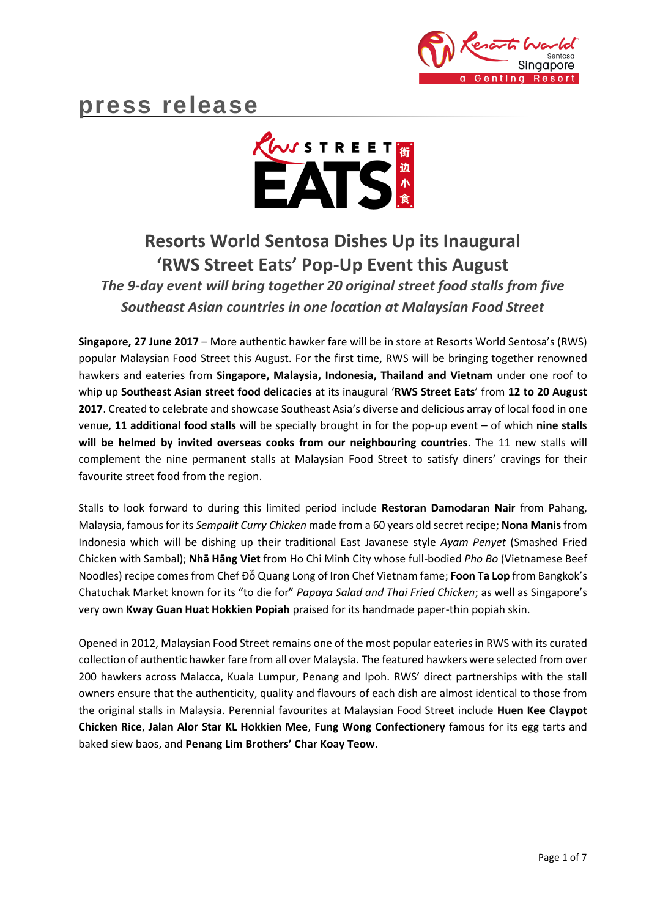# press release

# Resorts World Sentosa Dishes Up its Inaugural 'RWS Street Eats' Pop-Up Event this August

### *The 9-day event will bring together 20 original street food stalls from five Southeast Asian countries in one location at Malaysian Food Street*

**Singapore, 27 June 2017** – More authentic hawker fare will be in store at Resorts World Sentosa's (RWS) popular Malaysian Food Street this August. For the first time, RWS will be bringing together renowned hawkers and eateries from **Singapore, Malaysia, Indonesia, Thailand and Vietnam** under one roof to whip up **Southeast Asian street food delicacies** at its inaugural '**RWS Street Eats**' from **12 to 20 August 2017**. Created to celebrate and showcase Southeast Asia's diverse and delicious array of local food in one venue, **11 additional food stalls** will be specially brought in for the pop-up event – of which **nine stalls will be helmed by invited overseas cooks from our neighbouring countries**. The 11 new stalls will complement the nine permanent stalls at Malaysian Food Street to satisfy diners' cravings for their favourite street food from the region.

Stalls to look forward to during this limited period include **Restoran Damodaran Nair** from Pahang, Malaysia, famous for its *Sempalit Curry Chicken* made from a 60 years old secret recipe; **Nona Manis** from Indonesia which will be dishing up their traditional East Javanese style *Ayam Penyet* (Smashed Fried Chicken with Sambal); **Nhā Hāng Viet** from Ho Chi Minh City whose full-bodied *Pho Bo* (Vietnamese Beef Noodles) recipe comes from Chef Đỗ Quang Long of Iron Chef Vietnam fame; **Foon Ta Lop** from Bangkok's Chatuchak Market known for its "to die for" *Papaya Salad and Thai Fried Chicken*; as well as Singapore's very own **Kway Guan Huat Hokkien Popiah** praised for its handmade paper-thin popiah skin.

Opened in 2012, Malaysian Food Street remains one of the most popular eateries in RWS with its curated collection of authentic hawker fare from all over Malaysia. The featured hawkers were selected from over 200 hawkers across Malacca, Kuala Lumpur, Penang and Ipoh. RWS' direct partnerships with the stall owners ensure that the authenticity, quality and flavours of each dish are almost identical to those from the original stalls in Malaysia. Perennial favourites at Malaysian Food Street include **Huen Kee Claypot Chicken Rice**, **Jalan Alor Star KL Hokkien Mee**, **Fung Wong Confectionery** famous for its egg tarts and baked siew baos, and **Penang Lim Brothers' Char Koay Teow**.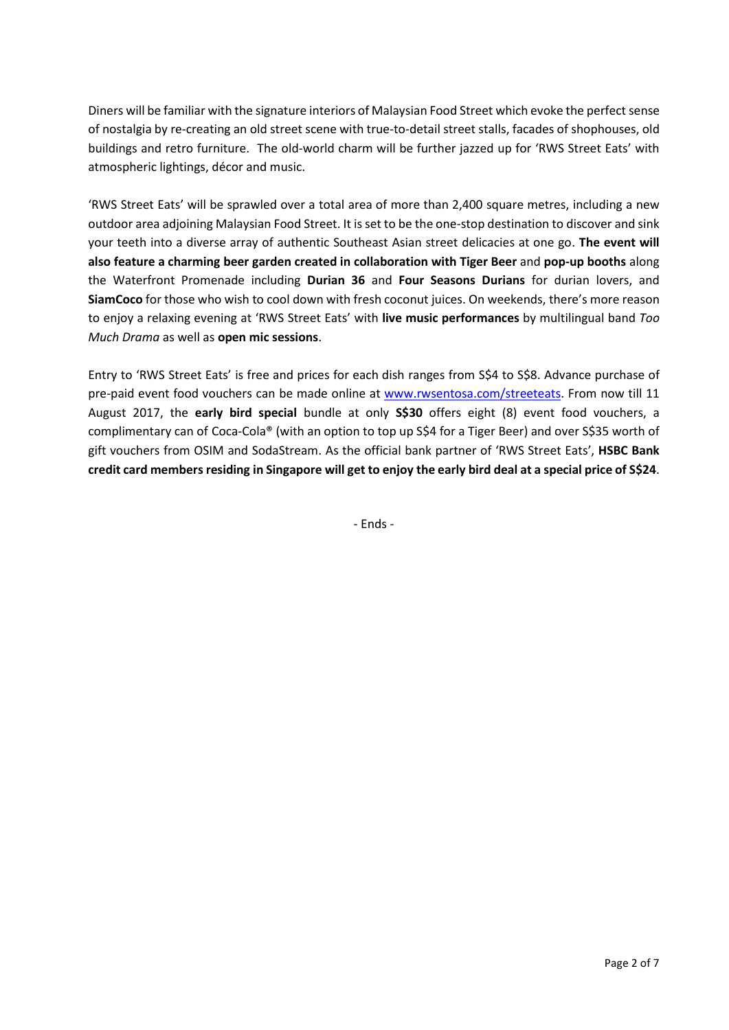Diners will be familiar with the signature interiors of Malaysian Food Street which evoke the perfect sense of nostalgia by re-creating an old street scene with true-to-detail street stalls, facades of shophouses, old buildings and retro furniture. The old-world charm will be further jazzed up for 'RWS Street Eats' with atmospheric lightings, décor and music.

'RWS Street Eats' will be sprawled over a total area of more than 2,400 square metres, including a new outdoor area adjoining Malaysian Food Street. It is set to be the one-stop destination to discover and sink your teeth into a diverse array of authentic Southeast Asian street delicacies at one go. **The event will also feature a charming beer garden created in collaboration with Tiger Beer** and **pop-up booths** along the Waterfront Promenade including **Durian 36** and **Four Seasons Durians** for durian lovers, and **SiamCoco** for those who wish to cool down with fresh coconut juices. On weekends, there's more reason to enjoy a relaxing evening at 'RWS Street Eats' with **live music performances** by multilingual band *Too Much Drama* as well as **open mic sessions**.

Entry to 'RWS Street Eats' is free and prices for each dish ranges from S$4 to S$8. Advance purchase of pre-paid event food vouchers can be made online at [www.rwsentosa.com/streeteats](www.rwsentosa.com/streeteats). From now till 11 August 2017, the **early bird special** bundle at only **S$30** offers eight (8) event food vouchers, a complimentary can of Coca-Cola® (with an option to top up S$4 for a Tiger Beer) and over S$35 worth of gift vouchers from OSIM and SodaStream. As the official bank partner of 'RWS Street Eats', **HSBC Bank credit card members residing in Singapore will get to enjoy the early bird deal at a special price of S$24**.

- Ends -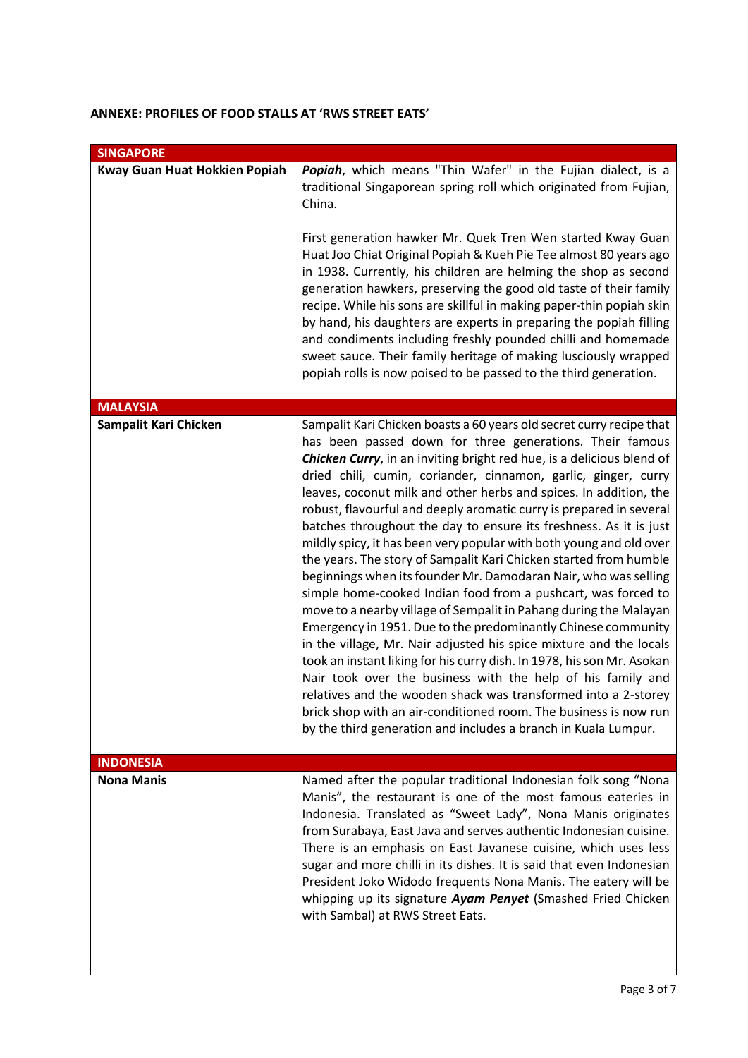**ANNEXE: PROFILES OF FOOD STALLS AT 'RWS STREET EATS'**

| **SINGAPORE** | |
|---|---|
| **Kway Guan Huat Hokkien Popiah** | ***Popiah***, which means "Thin Wafer" in the Fujian dialect, is a traditional Singaporean spring roll which originated from Fujian, China.<br><br>First generation hawker Mr. Quek Tren Wen started Kway Guan Huat Joo Chiat Original Popiah & Kueh Pie Tee almost 80 years ago in 1938. Currently, his children are helming the shop as second generation hawkers, preserving the good old taste of their family recipe. While his sons are skillful in making paper-thin popiah skin by hand, his daughters are experts in preparing the popiah filling and condiments including freshly pounded chilli and homemade sweet sauce. Their family heritage of making lusciously wrapped popiah rolls is now poised to be passed to the third generation. |
| **MALAYSIA** | |
| **Sampalit Kari Chicken** | Sampalit Kari Chicken boasts a 60 years old secret curry recipe that has been passed down for three generations. Their famous ***Chicken Curry***, in an inviting bright red hue, is a delicious blend of dried chili, cumin, coriander, cinnamon, garlic, ginger, curry leaves, coconut milk and other herbs and spices. In addition, the robust, flavourful and deeply aromatic curry is prepared in several batches throughout the day to ensure its freshness. As it is just mildly spicy, it has been very popular with both young and old over the years. The story of Sampalit Kari Chicken started from humble beginnings when its founder Mr. Damodaran Nair, who was selling simple home-cooked Indian food from a pushcart, was forced to move to a nearby village of Sempalit in Pahang during the Malayan Emergency in 1951. Due to the predominantly Chinese community in the village, Mr. Nair adjusted his spice mixture and the locals took an instant liking for his curry dish. In 1978, his son Mr. Asokan Nair took over the business with the help of his family and relatives and the wooden shack was transformed into a 2-storey brick shop with an air-conditioned room. The business is now run by the third generation and includes a branch in Kuala Lumpur. |
| **INDONESIA** | |
| **Nona Manis** | Named after the popular traditional Indonesian folk song "Nona Manis", the restaurant is one of the most famous eateries in Indonesia. Translated as "Sweet Lady", Nona Manis originates from Surabaya, East Java and serves authentic Indonesian cuisine. There is an emphasis on East Javanese cuisine, which uses less sugar and more chilli in its dishes. It is said that even Indonesian President Joko Widodo frequents Nona Manis. The eatery will be whipping up its signature ***Ayam Penyet*** (Smashed Fried Chicken with Sambal) at RWS Street Eats. |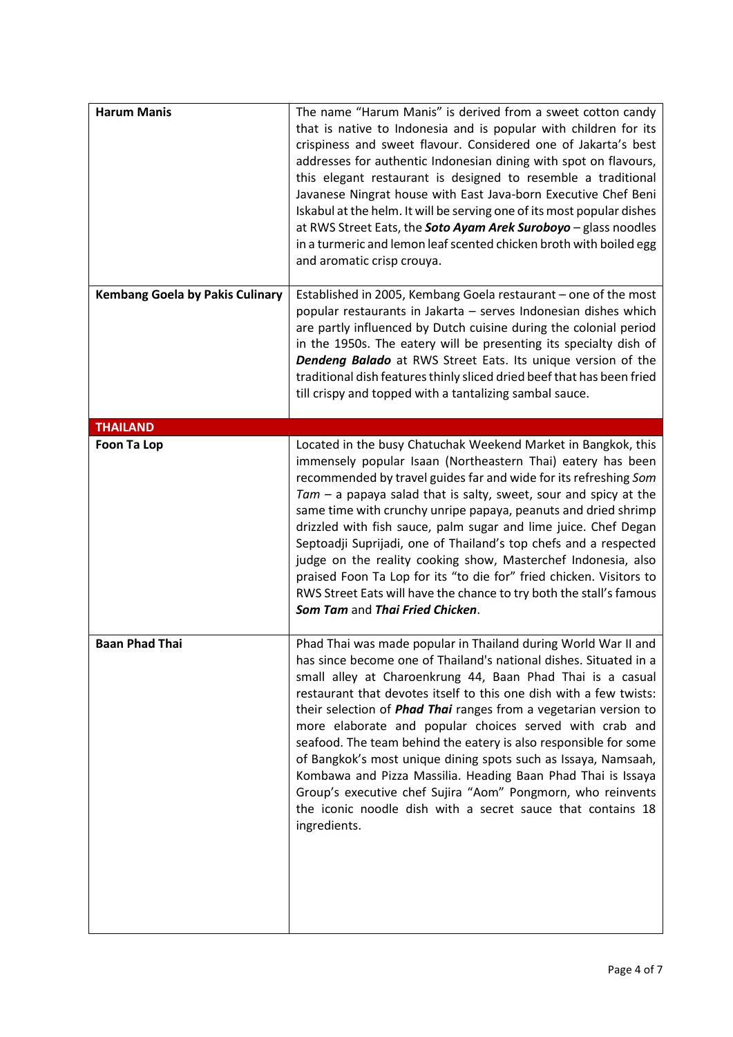| | |
|---|---|
| **Harum Manis** | The name "Harum Manis" is derived from a sweet cotton candy that is native to Indonesia and is popular with children for its crispiness and sweet flavour. Considered one of Jakarta's best addresses for authentic Indonesian dining with spot on flavours, this elegant restaurant is designed to resemble a traditional Javanese Ningrat house with East Java-born Executive Chef Beni Iskabul at the helm. It will be serving one of its most popular dishes at RWS Street Eats, the ***Soto Ayam Arek Suroboyo*** – glass noodles in a turmeric and lemon leaf scented chicken broth with boiled egg and aromatic crisp crouya. |
| **Kembang Goela by Pakis Culinary** | Established in 2005, Kembang Goela restaurant – one of the most popular restaurants in Jakarta – serves Indonesian dishes which are partly influenced by Dutch cuisine during the colonial period in the 1950s. The eatery will be presenting its specialty dish of ***Dendeng Balado*** at RWS Street Eats. Its unique version of the traditional dish features thinly sliced dried beef that has been fried till crispy and topped with a tantalizing sambal sauce. |
| **THAILAND** | |
| **Foon Ta Lop** | Located in the busy Chatuchak Weekend Market in Bangkok, this immensely popular Isaan (Northeastern Thai) eatery has been recommended by travel guides far and wide for its refreshing *Som Tam* – a papaya salad that is salty, sweet, sour and spicy at the same time with crunchy unripe papaya, peanuts and dried shrimp drizzled with fish sauce, palm sugar and lime juice. Chef Degan Septoadji Suprijadi, one of Thailand's top chefs and a respected judge on the reality cooking show, Masterchef Indonesia, also praised Foon Ta Lop for its "to die for" fried chicken. Visitors to RWS Street Eats will have the chance to try both the stall's famous ***Som Tam*** and ***Thai Fried Chicken***. |
| **Baan Phad Thai** | Phad Thai was made popular in Thailand during World War II and has since become one of Thailand's national dishes. Situated in a small alley at Charoenkrung 44, Baan Phad Thai is a casual restaurant that devotes itself to this one dish with a few twists: their selection of ***Phad Thai*** ranges from a vegetarian version to more elaborate and popular choices served with crab and seafood. The team behind the eatery is also responsible for some of Bangkok's most unique dining spots such as Issaya, Namsaah, Kombawa and Pizza Massilia. Heading Baan Phad Thai is Issaya Group's executive chef Sujira "Aom" Pongmorn, who reinvents the iconic noodle dish with a secret sauce that contains 18 ingredients. |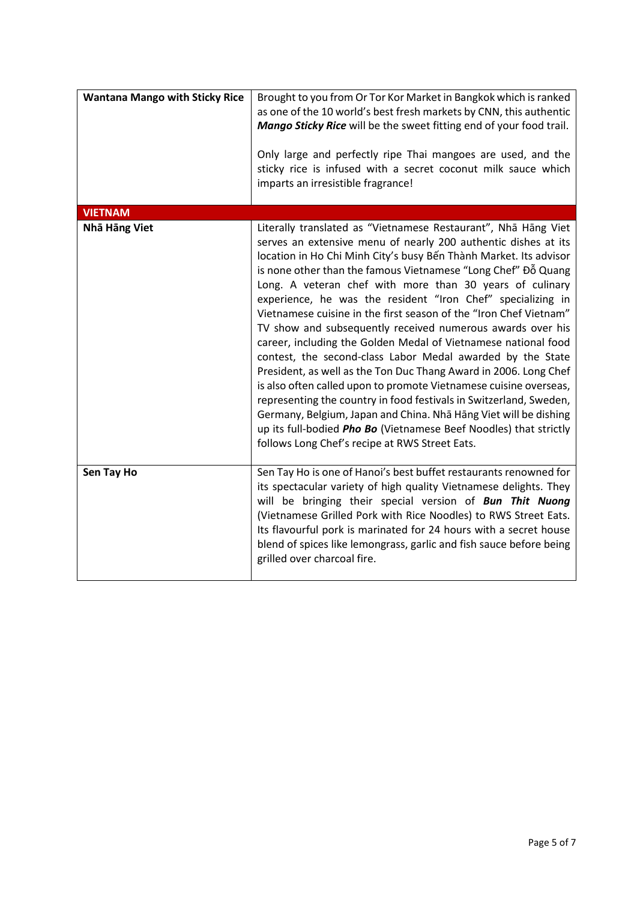| | |
|---|---|
| **Wantana Mango with Sticky Rice** | Brought to you from Or Tor Kor Market in Bangkok which is ranked as one of the 10 world's best fresh markets by CNN, this authentic ***Mango Sticky Rice*** will be the sweet fitting end of your food trail.<br><br>Only large and perfectly ripe Thai mangoes are used, and the sticky rice is infused with a secret coconut milk sauce which imparts an irresistible fragrance! |
| **VIETNAM** | |
| **Nhā Hāng Viet** | Literally translated as "Vietnamese Restaurant", Nhā Hāng Viet serves an extensive menu of nearly 200 authentic dishes at its location in Ho Chi Minh City's busy Bến Thành Market. Its advisor is none other than the famous Vietnamese "Long Chef" Đỗ Quang Long. A veteran chef with more than 30 years of culinary experience, he was the resident "Iron Chef" specializing in Vietnamese cuisine in the first season of the "Iron Chef Vietnam" TV show and subsequently received numerous awards over his career, including the Golden Medal of Vietnamese national food contest, the second-class Labor Medal awarded by the State President, as well as the Ton Duc Thang Award in 2006. Long Chef is also often called upon to promote Vietnamese cuisine overseas, representing the country in food festivals in Switzerland, Sweden, Germany, Belgium, Japan and China. Nhā Hāng Viet will be dishing up its full-bodied ***Pho Bo*** (Vietnamese Beef Noodles) that strictly follows Long Chef's recipe at RWS Street Eats. |
| **Sen Tay Ho** | Sen Tay Ho is one of Hanoi's best buffet restaurants renowned for its spectacular variety of high quality Vietnamese delights. They will be bringing their special version of ***Bun Thit Nuong*** (Vietnamese Grilled Pork with Rice Noodles) to RWS Street Eats. Its flavourful pork is marinated for 24 hours with a secret house blend of spices like lemongrass, garlic and fish sauce before being grilled over charcoal fire. |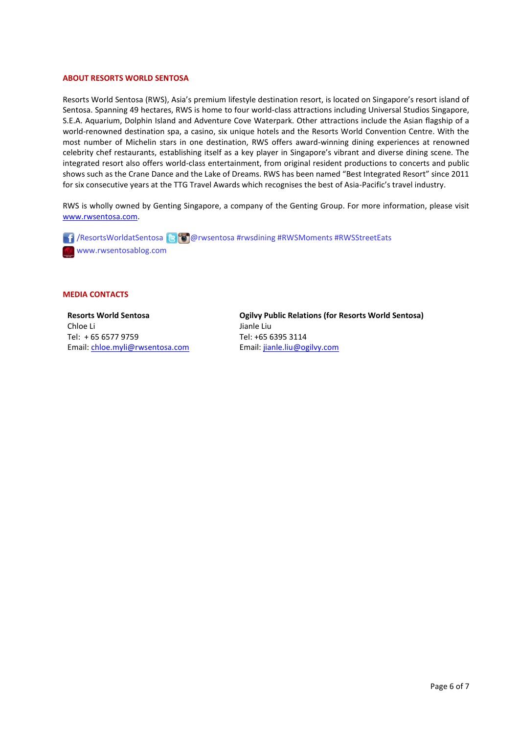## ABOUT RESORTS WORLD SENTOSA

Resorts World Sentosa (RWS), Asia's premium lifestyle destination resort, is located on Singapore's resort island of Sentosa. Spanning 49 hectares, RWS is home to four world-class attractions including Universal Studios Singapore, S.E.A. Aquarium, Dolphin Island and Adventure Cove Waterpark. Other attractions include the Asian flagship of a world-renowned destination spa, a casino, six unique hotels and the Resorts World Convention Centre. With the most number of Michelin stars in one destination, RWS offers award-winning dining experiences at renowned celebrity chef restaurants, establishing itself as a key player in Singapore's vibrant and diverse dining scene. The integrated resort also offers world-class entertainment, from original resident productions to concerts and public shows such as the Crane Dance and the Lake of Dreams. RWS has been named "Best Integrated Resort" since 2011 for six consecutive years at the TTG Travel Awards which recognises the best of Asia-Pacific's travel industry.

RWS is wholly owned by Genting Singapore, a company of the Genting Group. For more information, please visit www.rwsentosa.com.

/ResortsWorldatSentosa @rwsentosa #rwsdining #RWSMoments #RWSStreetEats
www.rwsentosablog.com

## MEDIA CONTACTS

**Resorts World Sentosa**
Chloe Li
Tel: + 65 6577 9759
Email: chloe.myli@rwsentosa.com

**Ogilvy Public Relations (for Resorts World Sentosa)**
Jianle Liu
Tel: +65 6395 3114
Email: jianle.liu@ogilvy.com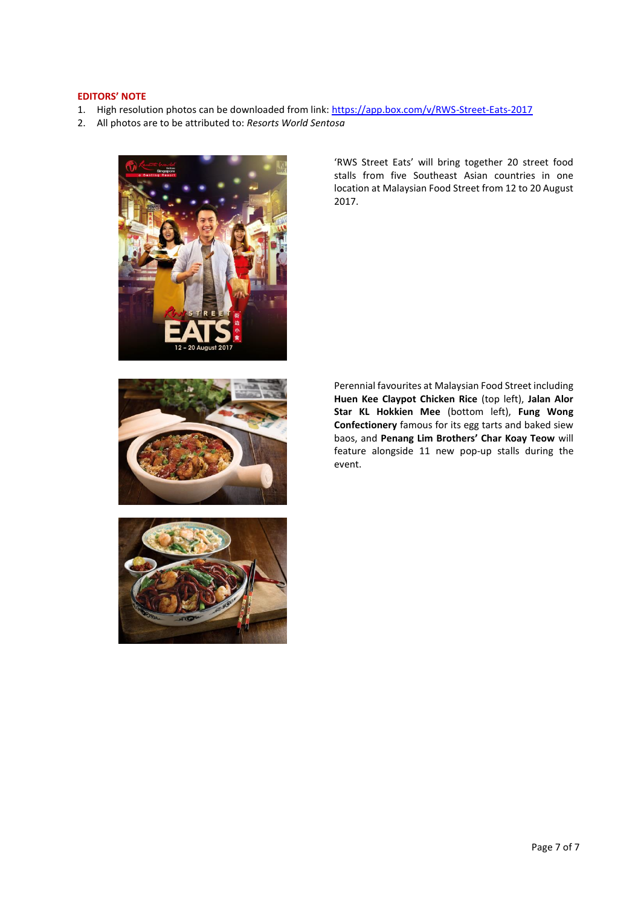**EDITORS' NOTE**

1. High resolution photos can be downloaded from link: https://app.box.com/v/RWS-Street-Eats-2017
2. All photos are to be attributed to: *Resorts World Sentosa*

'RWS Street Eats' will bring together 20 street food stalls from five Southeast Asian countries in one location at Malaysian Food Street from 12 to 20 August 2017.

Perennial favourites at Malaysian Food Street including **Huen Kee Claypot Chicken Rice** (top left), **Jalan Alor Star KL Hokkien Mee** (bottom left), **Fung Wong Confectionery** famous for its egg tarts and baked siew baos, and **Penang Lim Brothers' Char Koay Teow** will feature alongside 11 new pop-up stalls during the event.